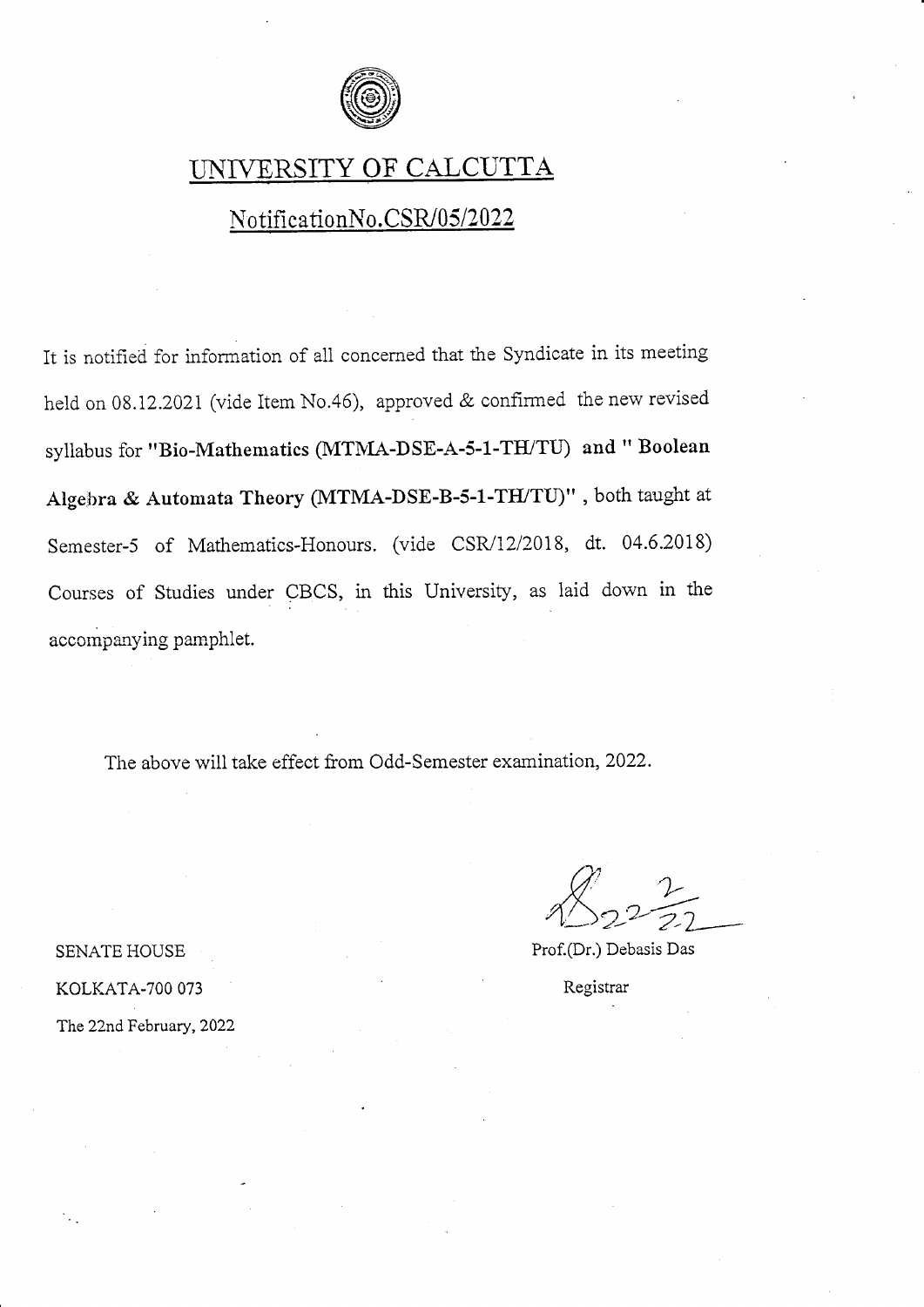# UNIVERSITY OF CALCUTTA

## NotificationNo.CSR/05/2022

It is notified for information of all concerned that the Syndicate in its meeting held on 08.12.2021 (vide Item No.46), approved & confirmed the new revised syllabus for **"Bio-Mathematics (MTMA-DSE-A-5-1-TH/TU)** and **" Boolean Algebra & Automata Theory (MTMA-DSE-B-5-1-TH/TU)"**, both taught at Semester-5 of Mathematics-Honours. (vide CSR/12/2018, dt. 04.6.2018) Courses of Studies under CBCS, in this University, as laid down in the accompanying pamphlet.

The above will take effect from Odd-Semester examination, 2022.

Prof.(Dr.) Debasis Das

Registrar

SENATE HOUSE

KOLKATA-700 073

The 22nd February, 2022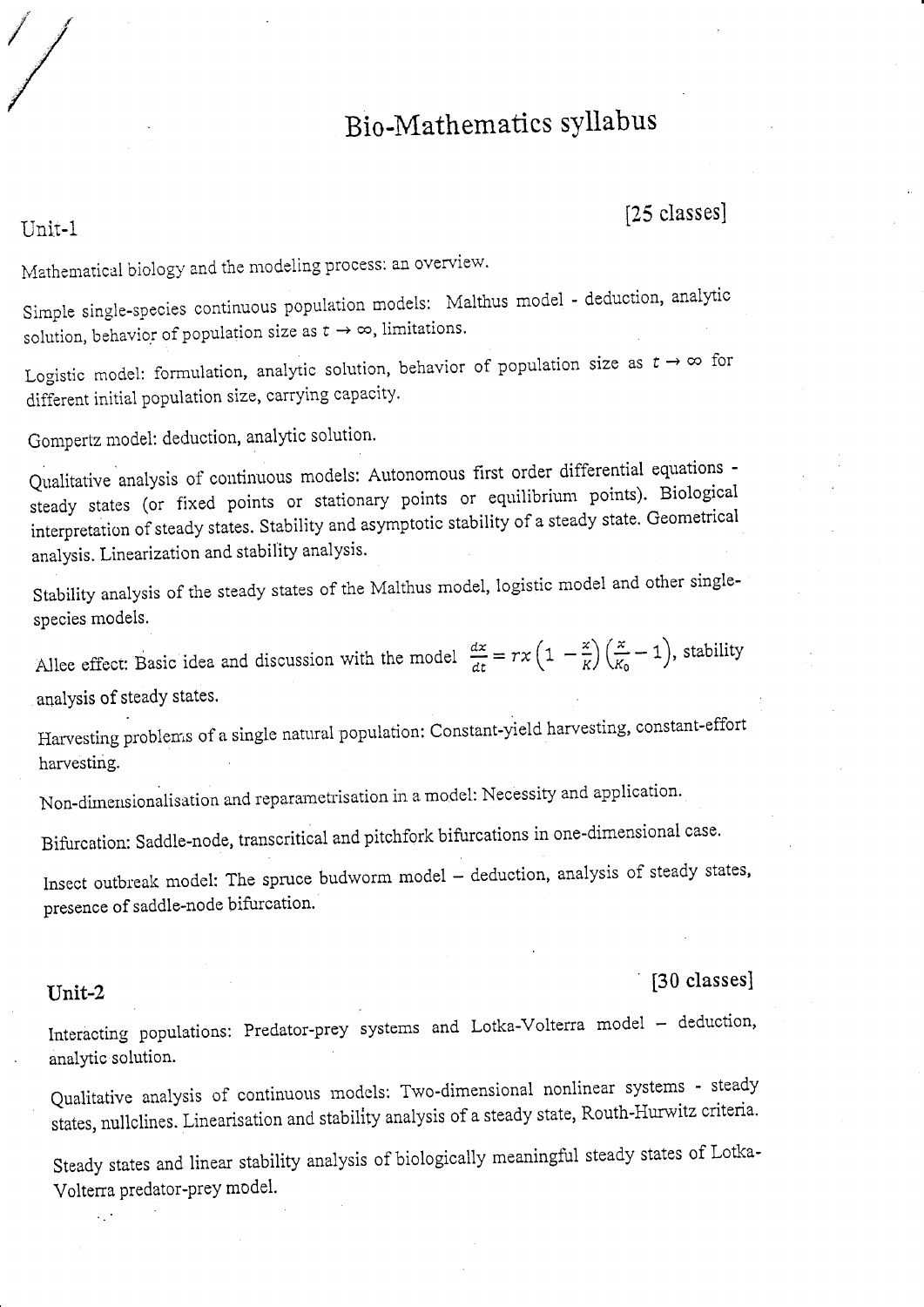# Bio-Mathematics syllabus

## Unit-1

[25 classes]

Mathematical biology and the modeling process: an overview.

Simple single-species continuous population models: Malthus model - deduction, analytic solution, behavior of population size as $t \to \infty$, limitations.

Logistic model: formulation, analytic solution, behavior of population size as $t \to \infty$ for different initial population size, carrying capacity.

Gompertz model: deduction, analytic solution.

Qualitative analysis of continuous models: Autonomous first order differential equations - steady states (or fixed points or stationary points or equilibrium points). Biological interpretation of steady states. Stability and asymptotic stability of a steady state. Geometrical analysis. Linearization and stability analysis.

Stability analysis of the steady states of the Malthus model, logistic model and other single-species models.

Allee effect: Basic idea and discussion with the model $\frac{dx}{dt} = rx\left(1 - \frac{x}{K}\right)\left(\frac{x}{K_0} - 1\right)$, stability analysis of steady states.

Harvesting problems of a single natural population: Constant-yield harvesting, constant-effort harvesting.

Non-dimensionalisation and reparametrisation in a model: Necessity and application.

Bifurcation: Saddle-node, transcritical and pitchfork bifurcations in one-dimensional case.

Insect outbreak model: The spruce budworm model – deduction, analysis of steady states, presence of saddle-node bifurcation.

## Unit-2

[30 classes]

Interacting populations: Predator-prey systems and Lotka-Volterra model – deduction, analytic solution.

Qualitative analysis of continuous models: Two-dimensional nonlinear systems - steady states, nullclines. Linearisation and stability analysis of a steady state, Routh-Hurwitz criteria.

Steady states and linear stability analysis of biologically meaningful steady states of Lotka-Volterra predator-prey model.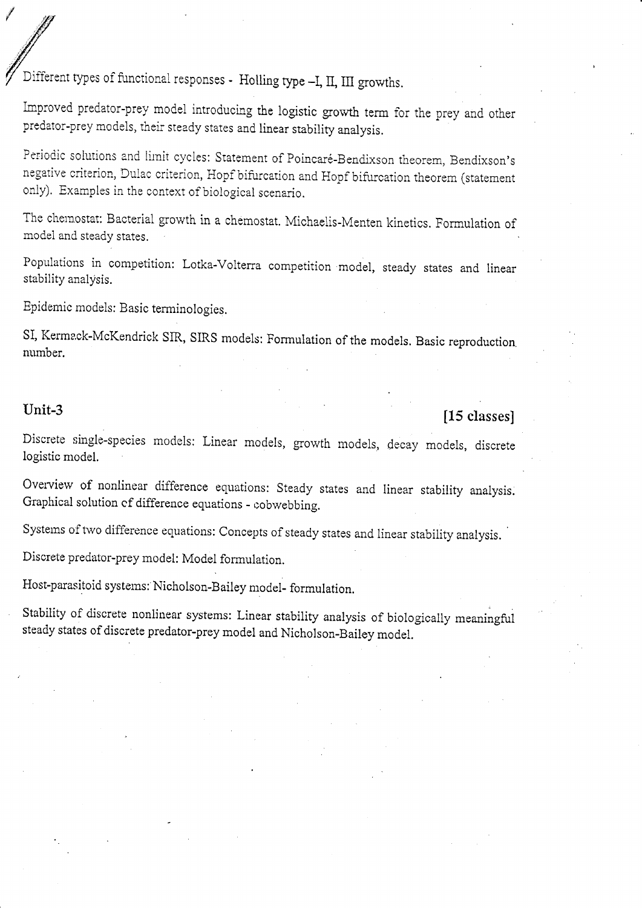Different types of functional responses - Holling type –I, II, III growths.

Improved predator-prey model introducing the logistic growth term for the prey and other predator-prey models, their steady states and linear stability analysis.

Periodic solutions and limit cycles: Statement of Poincaré-Bendixson theorem, Bendixson's negative criterion, Dulac criterion, Hopf bifurcation and Hopf bifurcation theorem (statement only). Examples in the context of biological scenario.

The chemostat: Bacterial growth in a chemostat. Michaelis-Menten kinetics. Formulation of model and steady states.

Populations in competition: Lotka-Volterra competition model, steady states and linear stability analysis.

Epidemic models: Basic terminologies.

SI, Kermack-McKendrick SIR, SIRS models: Formulation of the models. Basic reproduction number.

## Unit-3 [15 classes]

Discrete single-species models: Linear models, growth models, decay models, discrete logistic model.

Overview of nonlinear difference equations: Steady states and linear stability analysis. Graphical solution of difference equations - cobwebbing.

Systems of two difference equations: Concepts of steady states and linear stability analysis.

Discrete predator-prey model: Model formulation.

Host-parasitoid systems: Nicholson-Bailey model- formulation.

Stability of discrete nonlinear systems: Linear stability analysis of biologically meaningful steady states of discrete predator-prey model and Nicholson-Bailey model.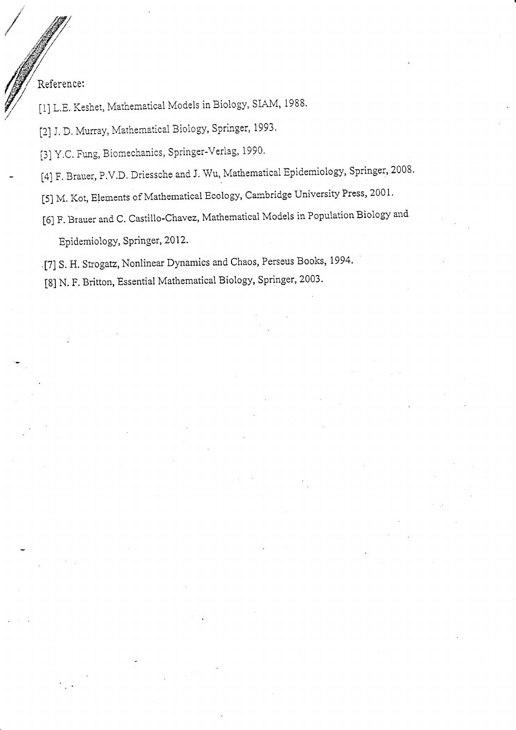Reference:

[1] L.E. Keshet, Mathematical Models in Biology, SIAM, 1988.

[2] J. D. Murray, Mathematical Biology, Springer, 1993.

[3] Y.C. Fung, Biomechanics, Springer-Verlag, 1990.

[4] F. Brauer, P.V.D. Driessche and J. Wu, Mathematical Epidemiology, Springer, 2008.

[5] M. Kot, Elements of Mathematical Ecology, Cambridge University Press, 2001.

[6] F. Brauer and C. Castillo-Chavez, Mathematical Models in Population Biology and Epidemiology, Springer, 2012.

[7] S. H. Strogatz, Nonlinear Dynamics and Chaos, Perseus Books, 1994.

[8] N. F. Britton, Essential Mathematical Biology, Springer, 2003.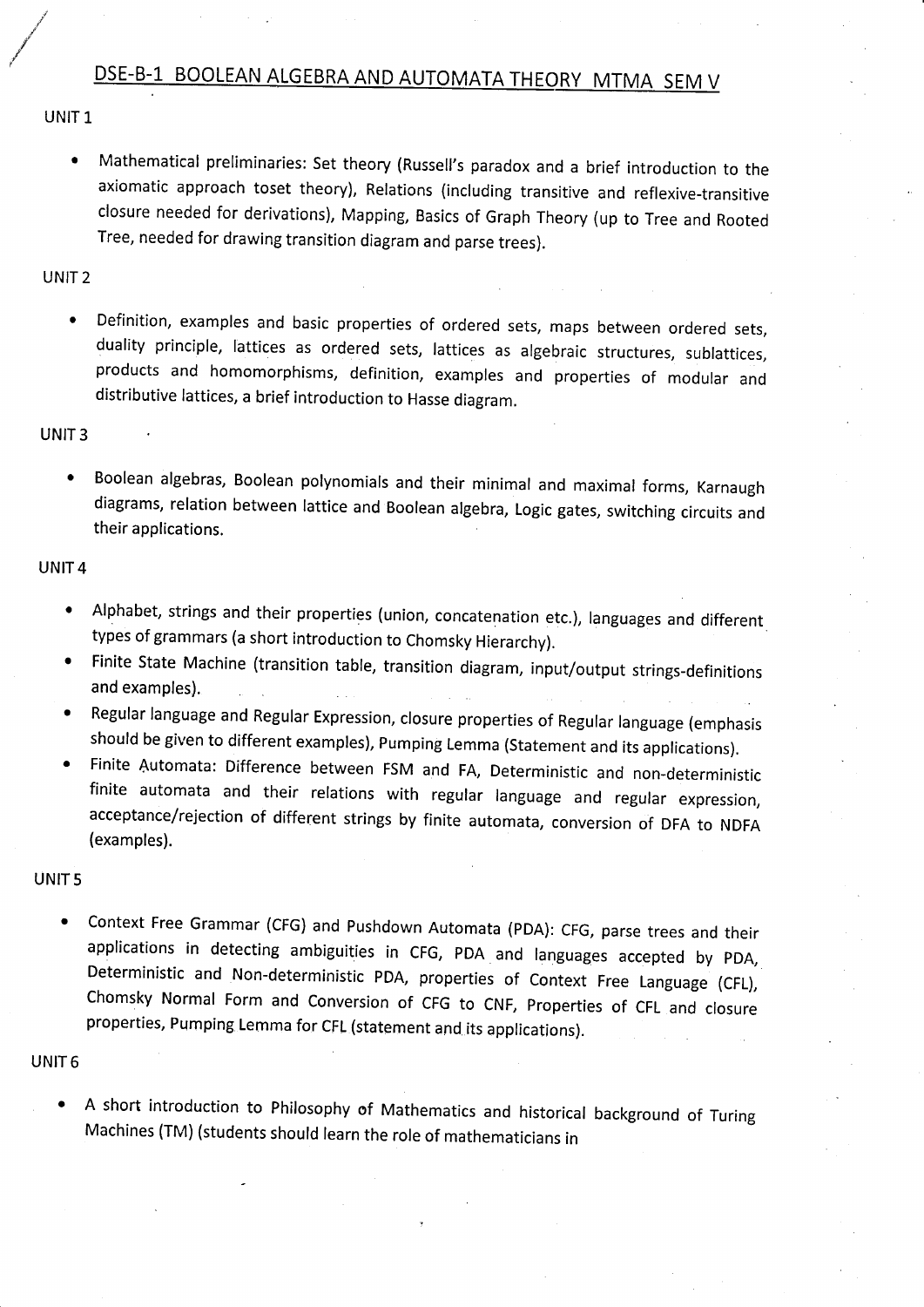# DSE-B-1 BOOLEAN ALGEBRA AND AUTOMATA THEORY MTMA SEM V

UNIT 1

- Mathematical preliminaries: Set theory (Russell's paradox and a brief introduction to the axiomatic approach toset theory), Relations (including transitive and reflexive-transitive closure needed for derivations), Mapping, Basics of Graph Theory (up to Tree and Rooted Tree, needed for drawing transition diagram and parse trees).

UNIT 2

- Definition, examples and basic properties of ordered sets, maps between ordered sets, duality principle, lattices as ordered sets, lattices as algebraic structures, sublattices, products and homomorphisms, definition, examples and properties of modular and distributive lattices, a brief introduction to Hasse diagram.

UNIT 3

- Boolean algebras, Boolean polynomials and their minimal and maximal forms, Karnaugh diagrams, relation between lattice and Boolean algebra, Logic gates, switching circuits and their applications.

UNIT 4

- Alphabet, strings and their properties (union, concatenation etc.), languages and different types of grammars (a short introduction to Chomsky Hierarchy).
- Finite State Machine (transition table, transition diagram, input/output strings-definitions and examples).
- Regular language and Regular Expression, closure properties of Regular language (emphasis should be given to different examples), Pumping Lemma (Statement and its applications).
- Finite Automata: Difference between FSM and FA, Deterministic and non-deterministic finite automata and their relations with regular language and regular expression, acceptance/rejection of different strings by finite automata, conversion of DFA to NDFA (examples).

UNIT 5

- Context Free Grammar (CFG) and Pushdown Automata (PDA): CFG, parse trees and their applications in detecting ambiguities in CFG, PDA and languages accepted by PDA, Deterministic and Non-deterministic PDA, properties of Context Free Language (CFL), Chomsky Normal Form and Conversion of CFG to CNF, Properties of CFL and closure properties, Pumping Lemma for CFL (statement and its applications).

UNIT 6

- A short introduction to Philosophy of Mathematics and historical background of Turing Machines (TM) (students should learn the role of mathematicians in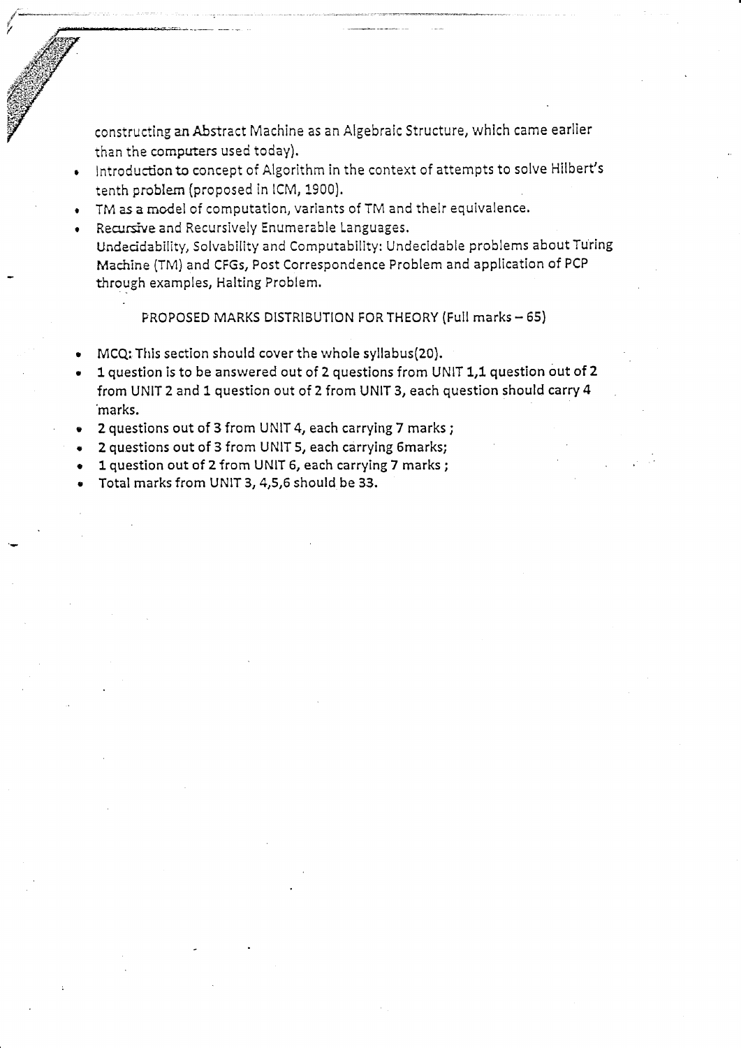constructing an Abstract Machine as an Algebraic Structure, which came earlier than the computers used today).

- Introduction to concept of Algorithm in the context of attempts to solve Hilbert's tenth problem (proposed in ICM, 1900).
- TM as a model of computation, variants of TM and their equivalence.
- Recursive and Recursively Enumerable Languages.
  Undecidability, Solvability and Computability: Undecidable problems about Turing Machine (TM) and CFGs, Post Correspondence Problem and application of PCP through examples, Halting Problem.

PROPOSED MARKS DISTRIBUTION FOR THEORY (Full marks – 65)

- MCQ: This section should cover the whole syllabus(20).
- 1 question is to be answered out of 2 questions from UNIT 1,1 question out of 2 from UNIT 2 and 1 question out of 2 from UNIT 3, each question should carry 4 marks.
- 2 questions out of 3 from UNIT 4, each carrying 7 marks ;
- 2 questions out of 3 from UNIT 5, each carrying 6marks;
- 1 question out of 2 from UNIT 6, each carrying 7 marks ;
- Total marks from UNIT 3, 4,5,6 should be 33.